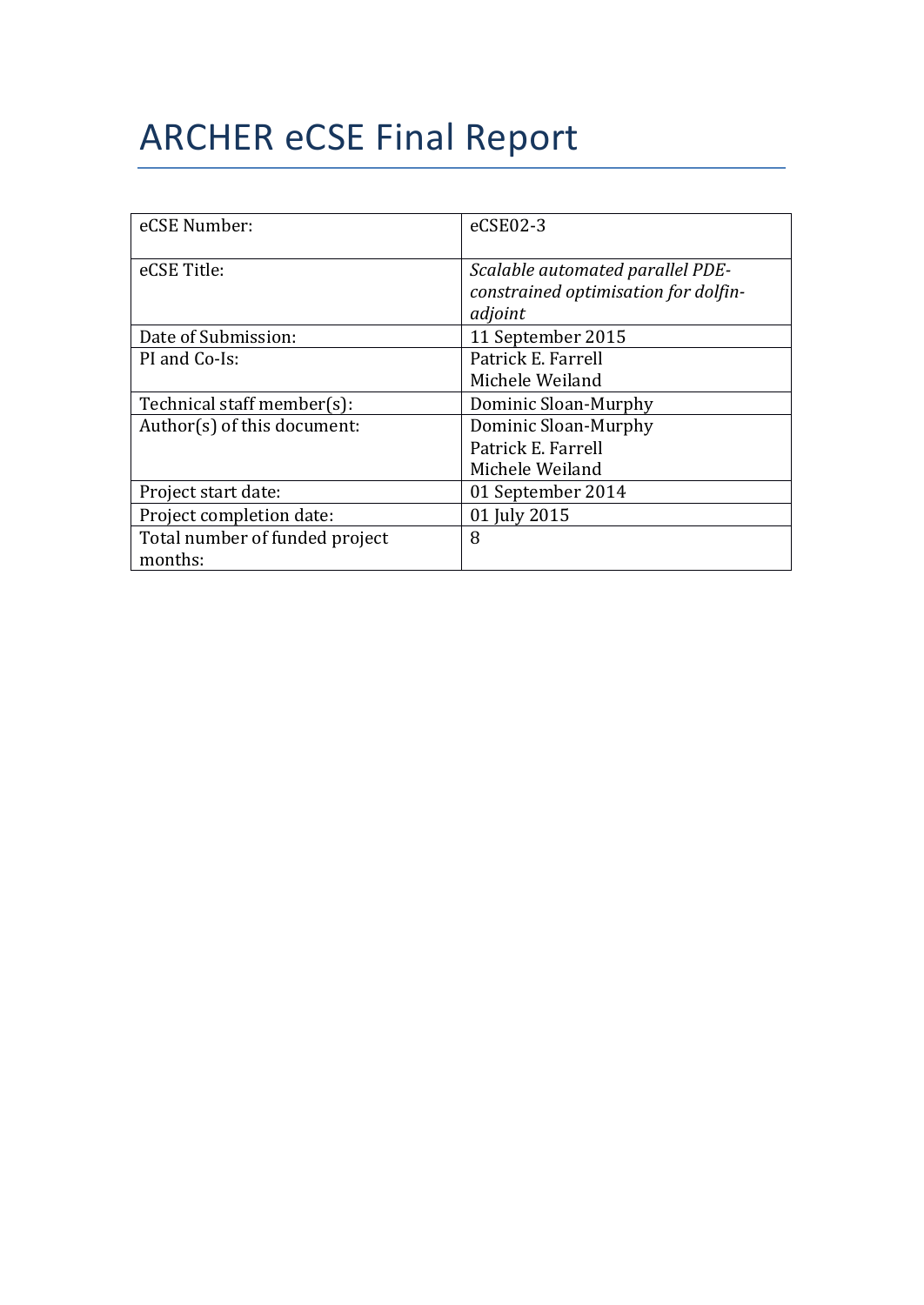# ARCHER eCSE Final Report

| | |
|---|---|
| eCSE Number: | eCSE02-3 |
| eCSE Title: | *Scalable automated parallel PDE-constrained optimisation for dolfin-adjoint* |
| Date of Submission: | 11 September 2015 |
| PI and Co-Is: | Patrick E. Farrell<br>Michele Weiland |
| Technical staff member(s): | Dominic Sloan-Murphy |
| Author(s) of this document: | Dominic Sloan-Murphy<br>Patrick E. Farrell<br>Michele Weiland |
| Project start date: | 01 September 2014 |
| Project completion date: | 01 July 2015 |
| Total number of funded project months: | 8 |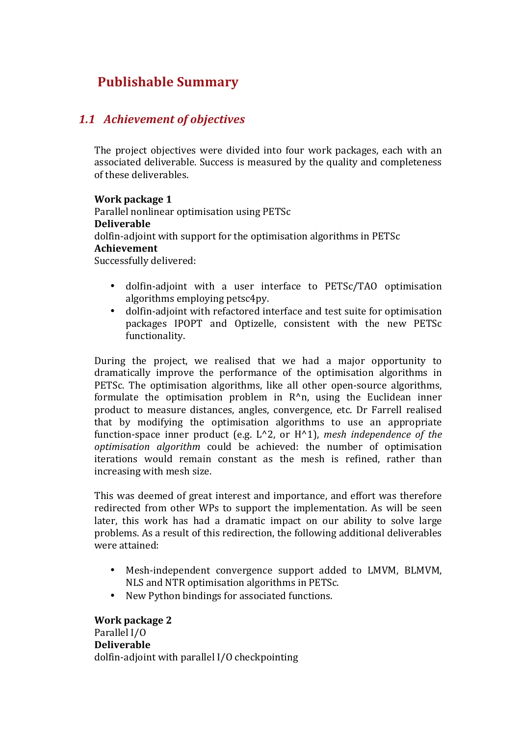# Publishable Summary

## 1.1 *Achievement of objectives*

The project objectives were divided into four work packages, each with an associated deliverable. Success is measured by the quality and completeness of these deliverables.

**Work package 1**
Parallel nonlinear optimisation using PETSc
**Deliverable**
dolfin-adjoint with support for the optimisation algorithms in PETSc
**Achievement**
Successfully delivered:

- dolfin-adjoint with a user interface to PETSc/TAO optimisation algorithms employing petsc4py.
- dolfin-adjoint with refactored interface and test suite for optimisation packages IPOPT and Optizelle, consistent with the new PETSc functionality.

During the project, we realised that we had a major opportunity to dramatically improve the performance of the optimisation algorithms in PETSc. The optimisation algorithms, like all other open-source algorithms, formulate the optimisation problem in R^n, using the Euclidean inner product to measure distances, angles, convergence, etc. Dr Farrell realised that by modifying the optimisation algorithms to use an appropriate function-space inner product (e.g. L^2, or H^1), *mesh independence of the optimisation algorithm* could be achieved: the number of optimisation iterations would remain constant as the mesh is refined, rather than increasing with mesh size.

This was deemed of great interest and importance, and effort was therefore redirected from other WPs to support the implementation. As will be seen later, this work has had a dramatic impact on our ability to solve large problems. As a result of this redirection, the following additional deliverables were attained:

- Mesh-independent convergence support added to LMVM, BLMVM, NLS and NTR optimisation algorithms in PETSc.
- New Python bindings for associated functions.

**Work package 2**
Parallel I/O
**Deliverable**
dolfin-adjoint with parallel I/O checkpointing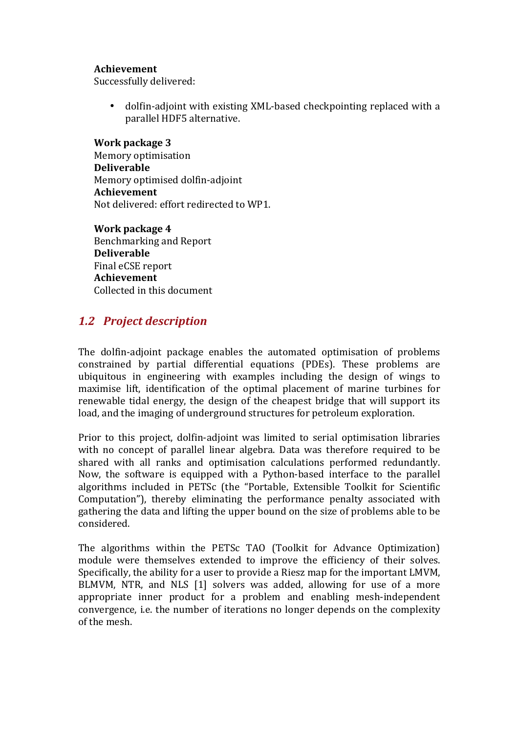**Achievement**
Successfully delivered:

- dolfin-adjoint with existing XML-based checkpointing replaced with a parallel HDF5 alternative.

**Work package 3**
Memory optimisation
**Deliverable**
Memory optimised dolfin-adjoint
**Achievement**
Not delivered: effort redirected to WP1.

**Work package 4**
Benchmarking and Report
**Deliverable**
Final eCSE report
**Achievement**
Collected in this document

## *1.2 Project description*

The dolfin-adjoint package enables the automated optimisation of problems constrained by partial differential equations (PDEs). These problems are ubiquitous in engineering with examples including the design of wings to maximise lift, identification of the optimal placement of marine turbines for renewable tidal energy, the design of the cheapest bridge that will support its load, and the imaging of underground structures for petroleum exploration.

Prior to this project, dolfin-adjoint was limited to serial optimisation libraries with no concept of parallel linear algebra. Data was therefore required to be shared with all ranks and optimisation calculations performed redundantly. Now, the software is equipped with a Python-based interface to the parallel algorithms included in PETSc (the "Portable, Extensible Toolkit for Scientific Computation"), thereby eliminating the performance penalty associated with gathering the data and lifting the upper bound on the size of problems able to be considered.

The algorithms within the PETSc TAO (Toolkit for Advance Optimization) module were themselves extended to improve the efficiency of their solves. Specifically, the ability for a user to provide a Riesz map for the important LMVM, BLMVM, NTR, and NLS [1] solvers was added, allowing for use of a more appropriate inner product for a problem and enabling mesh-independent convergence, i.e. the number of iterations no longer depends on the complexity of the mesh.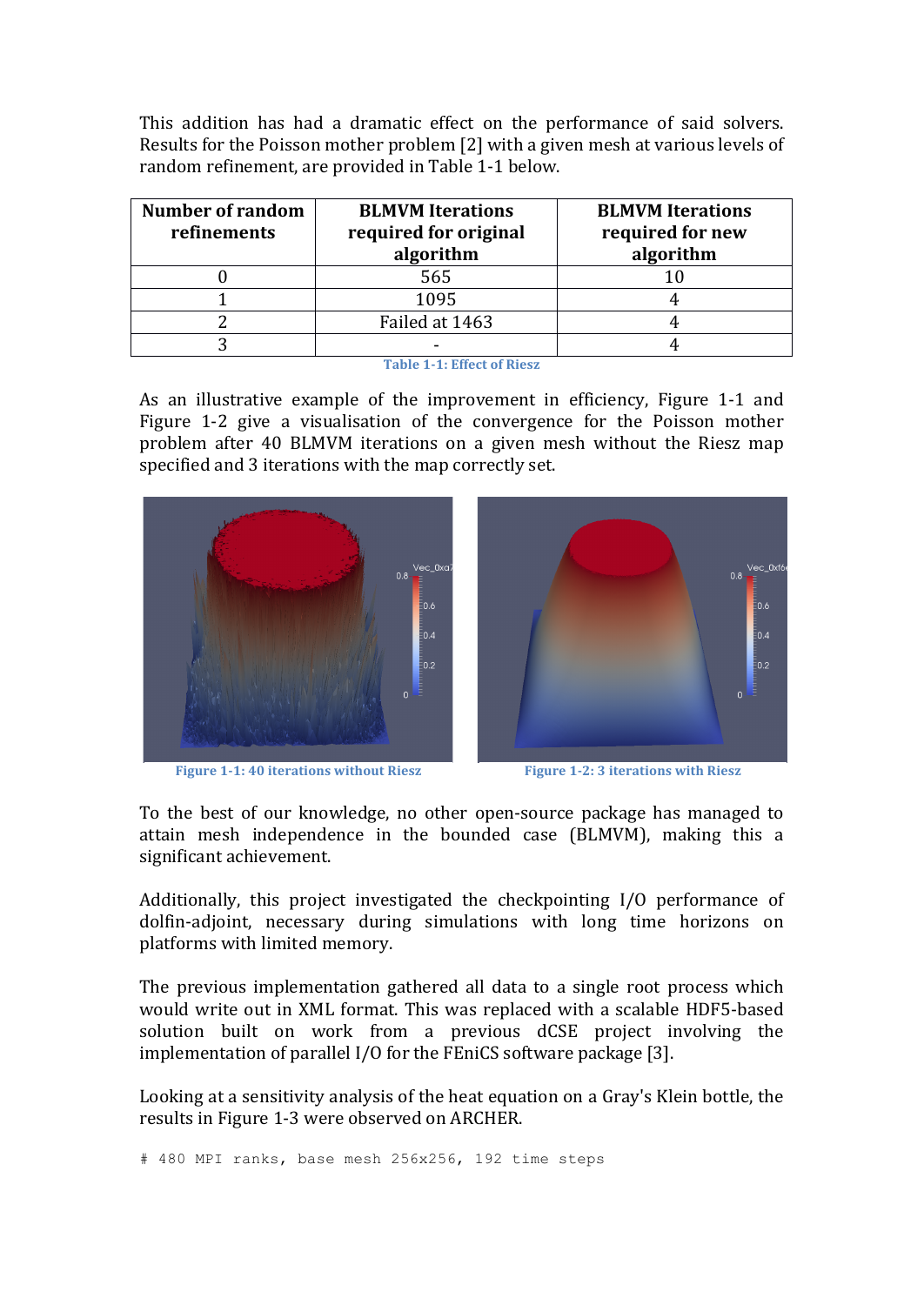This addition has had a dramatic effect on the performance of said solvers. Results for the Poisson mother problem [2] with a given mesh at various levels of random refinement, are provided in Table 1-1 below.

| Number of random refinements | BLMVM Iterations required for original algorithm | BLMVM Iterations required for new algorithm |
|---|---|---|
| 0 | 565 | 10 |
| 1 | 1095 | 4 |
| 2 | Failed at 1463 | 4 |
| 3 | - | 4 |

Table 1-1: Effect of Riesz

As an illustrative example of the improvement in efficiency, Figure 1-1 and Figure 1-2 give a visualisation of the convergence for the Poisson mother problem after 40 BLMVM iterations on a given mesh without the Riesz map specified and 3 iterations with the map correctly set.

Figure 1-1: 40 iterations without Riesz

Figure 1-2: 3 iterations with Riesz

To the best of our knowledge, no other open-source package has managed to attain mesh independence in the bounded case (BLMVM), making this a significant achievement.

Additionally, this project investigated the checkpointing I/O performance of dolfin-adjoint, necessary during simulations with long time horizons on platforms with limited memory.

The previous implementation gathered all data to a single root process which would write out in XML format. This was replaced with a scalable HDF5-based solution built on work from a previous dCSE project involving the implementation of parallel I/O for the FEniCS software package [3].

Looking at a sensitivity analysis of the heat equation on a Gray's Klein bottle, the results in Figure 1-3 were observed on ARCHER.

```
# 480 MPI ranks, base mesh 256x256, 192 time steps
```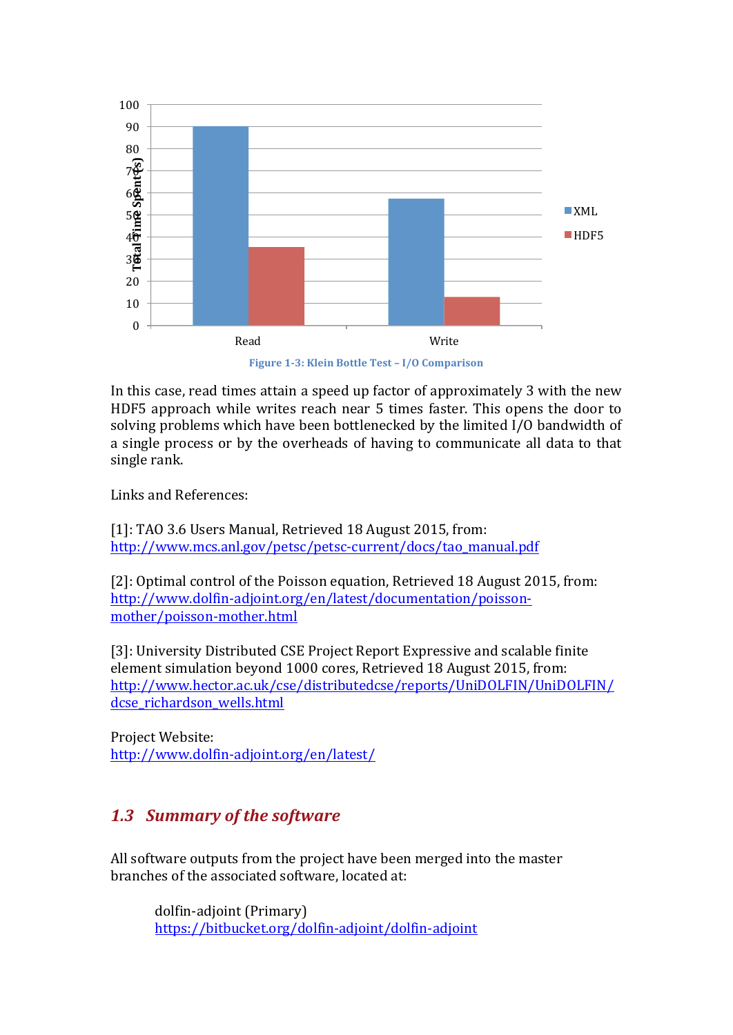Figure 1-3: Klein Bottle Test – I/O Comparison

In this case, read times attain a speed up factor of approximately 3 with the new HDF5 approach while writes reach near 5 times faster. This opens the door to solving problems which have been bottlenecked by the limited I/O bandwidth of a single process or by the overheads of having to communicate all data to that single rank.

Links and References:

[1]: TAO 3.6 Users Manual, Retrieved 18 August 2015, from:
http://www.mcs.anl.gov/petsc/petsc-current/docs/tao_manual.pdf

[2]: Optimal control of the Poisson equation, Retrieved 18 August 2015, from:
http://www.dolfin-adjoint.org/en/latest/documentation/poisson-mother/poisson-mother.html

[3]: University Distributed CSE Project Report Expressive and scalable finite element simulation beyond 1000 cores, Retrieved 18 August 2015, from:
http://www.hector.ac.uk/cse/distributedcse/reports/UniDOLFIN/UniDOLFIN/dcse_richardson_wells.html

Project Website:
http://www.dolfin-adjoint.org/en/latest/

## *1.3 Summary of the software*

All software outputs from the project have been merged into the master branches of the associated software, located at:

> dolfin-adjoint (Primary)
> https://bitbucket.org/dolfin-adjoint/dolfin-adjoint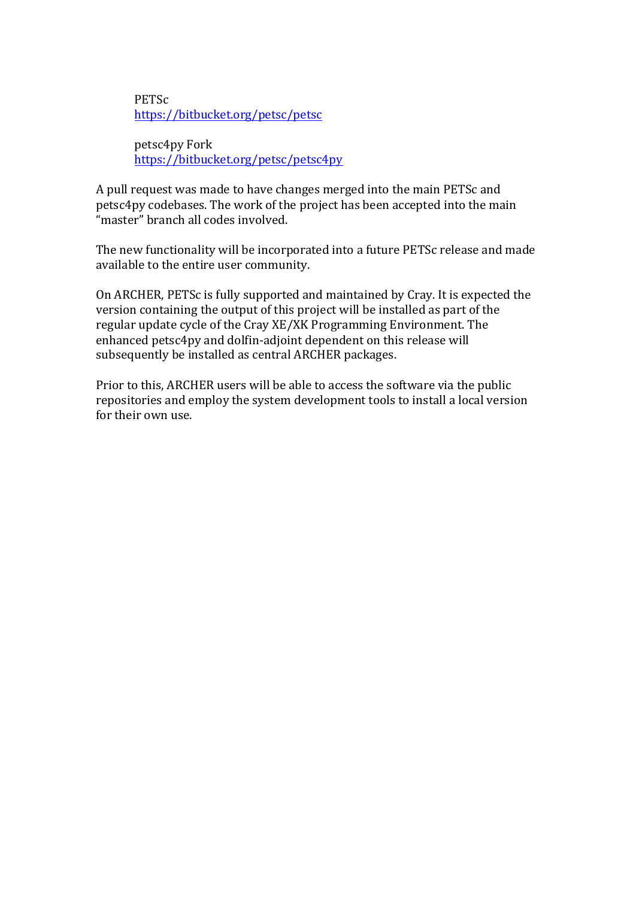PETSc
https://bitbucket.org/petsc/petsc

petsc4py Fork
https://bitbucket.org/petsc/petsc4py

A pull request was made to have changes merged into the main PETSc and petsc4py codebases. The work of the project has been accepted into the main "master" branch all codes involved.

The new functionality will be incorporated into a future PETSc release and made available to the entire user community.

On ARCHER, PETSc is fully supported and maintained by Cray. It is expected the version containing the output of this project will be installed as part of the regular update cycle of the Cray XE/XK Programming Environment. The enhanced petsc4py and dolfin-adjoint dependent on this release will subsequently be installed as central ARCHER packages.

Prior to this, ARCHER users will be able to access the software via the public repositories and employ the system development tools to install a local version for their own use.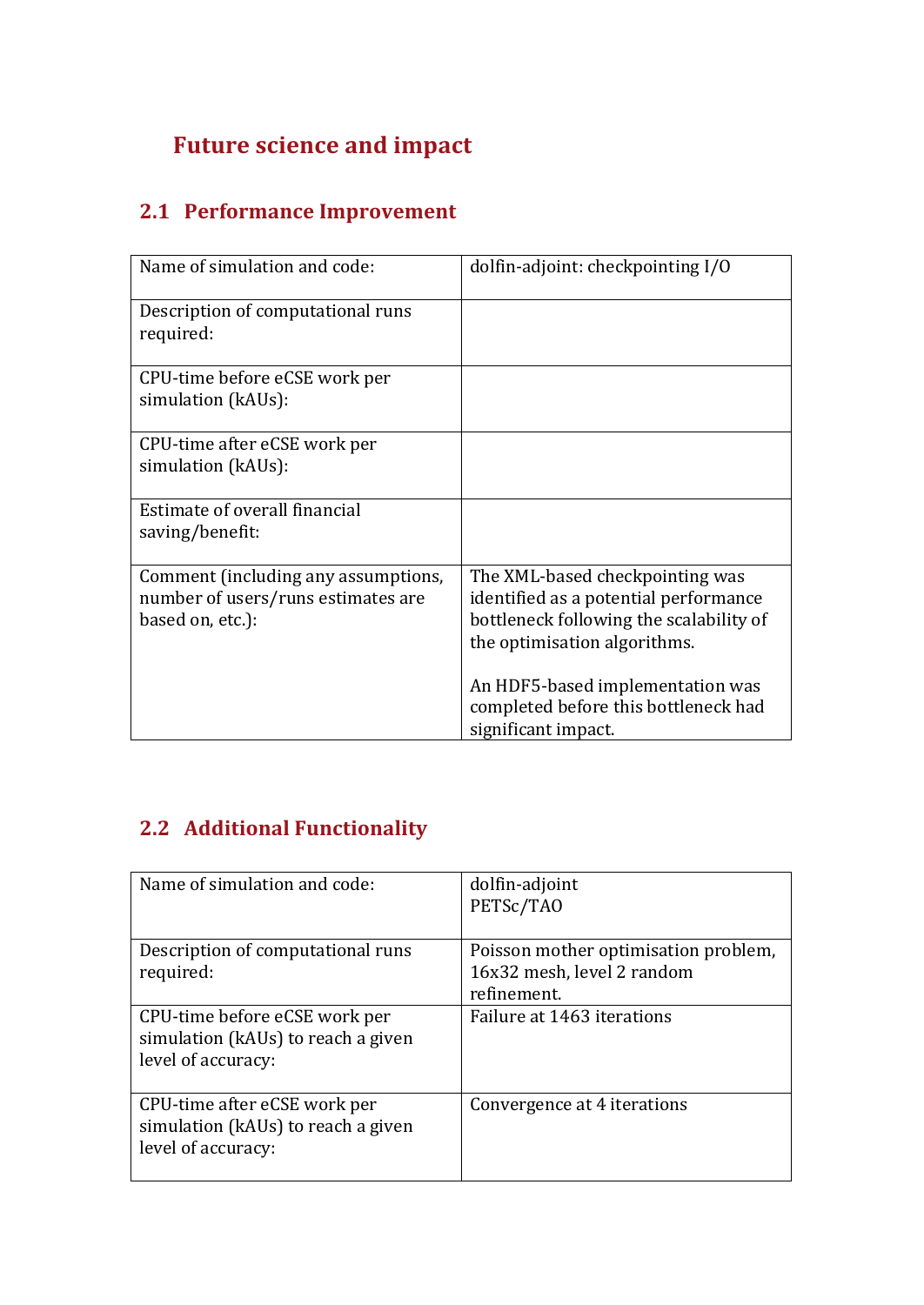# Future science and impact

## 2.1 Performance Improvement

| Name of simulation and code: | dolfin-adjoint: checkpointing I/O |
|---|---|
| Description of computational runs required: | |
| CPU-time before eCSE work per simulation (kAUs): | |
| CPU-time after eCSE work per simulation (kAUs): | |
| Estimate of overall financial saving/benefit: | |
| Comment (including any assumptions, number of users/runs estimates are based on, etc.): | The XML-based checkpointing was identified as a potential performance bottleneck following the scalability of the optimisation algorithms.<br><br>An HDF5-based implementation was completed before this bottleneck had significant impact. |

## 2.2 Additional Functionality

| Name of simulation and code: | dolfin-adjoint<br>PETSc/TAO |
|---|---|
| Description of computational runs required: | Poisson mother optimisation problem, 16x32 mesh, level 2 random refinement. |
| CPU-time before eCSE work per simulation (kAUs) to reach a given level of accuracy: | Failure at 1463 iterations |
| CPU-time after eCSE work per simulation (kAUs) to reach a given level of accuracy: | Convergence at 4 iterations |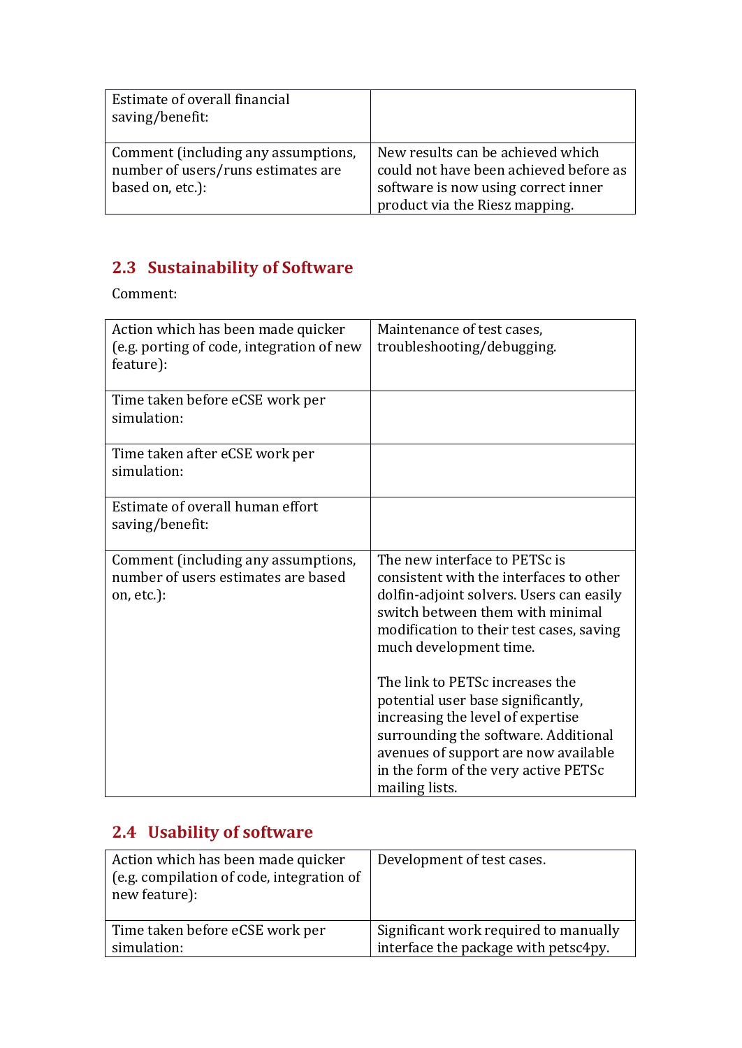| Estimate of overall financial saving/benefit: | |
|---|---|
| Comment (including any assumptions, number of users/runs estimates are based on, etc.): | New results can be achieved which could not have been achieved before as software is now using correct inner product via the Riesz mapping. |

## 2.3 Sustainability of Software

Comment:

| Action which has been made quicker (e.g. porting of code, integration of new feature): | Maintenance of test cases, troubleshooting/debugging. |
|---|---|
| Time taken before eCSE work per simulation: | |
| Time taken after eCSE work per simulation: | |
| Estimate of overall human effort saving/benefit: | |
| Comment (including any assumptions, number of users estimates are based on, etc.): | The new interface to PETSc is consistent with the interfaces to other dolfin-adjoint solvers. Users can easily switch between them with minimal modification to their test cases, saving much development time.<br><br>The link to PETSc increases the potential user base significantly, increasing the level of expertise surrounding the software. Additional avenues of support are now available in the form of the very active PETSc mailing lists. |

## 2.4 Usability of software

| Action which has been made quicker (e.g. compilation of code, integration of new feature): | Development of test cases. |
|---|---|
| Time taken before eCSE work per simulation: | Significant work required to manually interface the package with petsc4py. |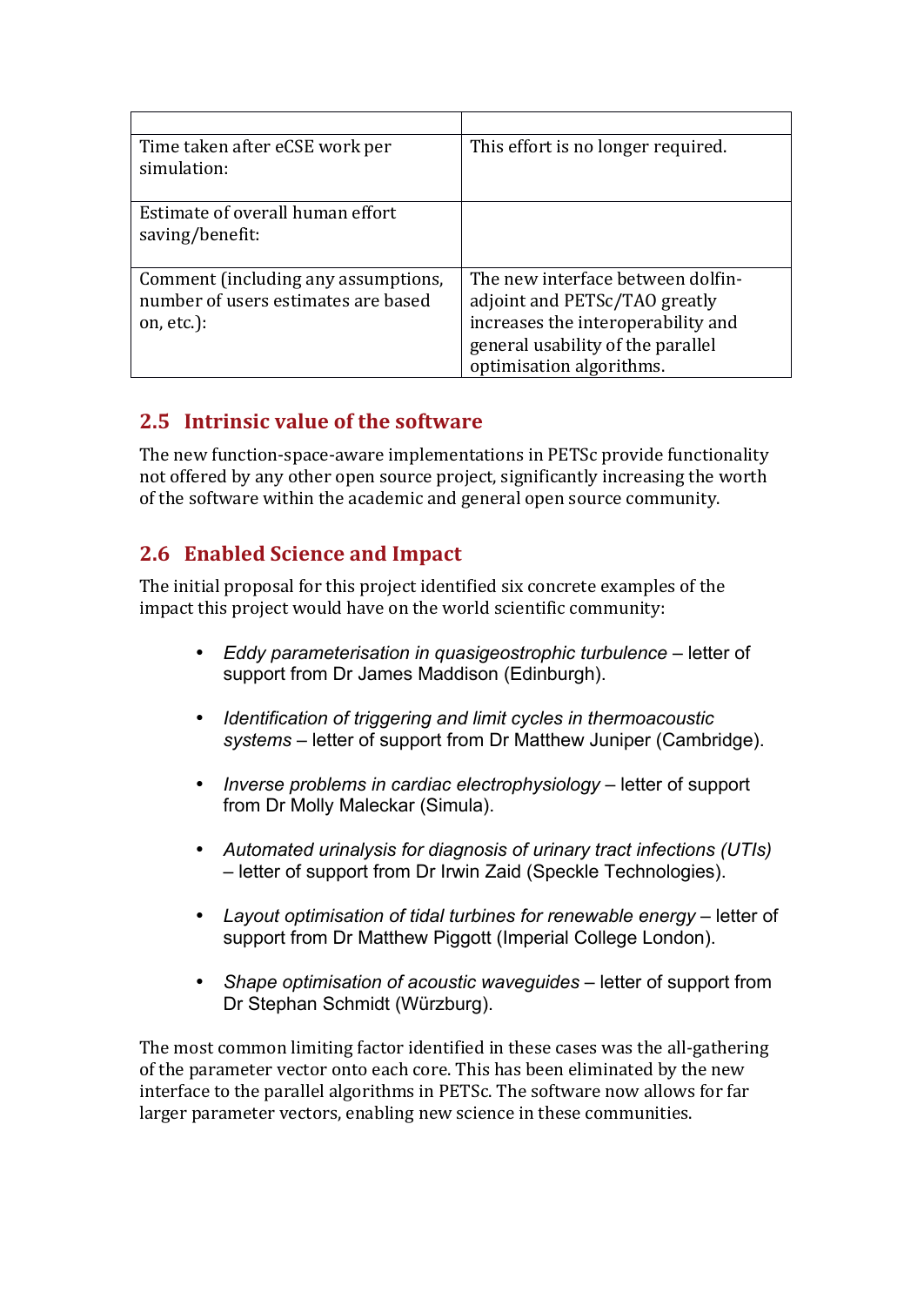| | |
|---|---|
| Time taken after eCSE work per simulation: | This effort is no longer required. |
| Estimate of overall human effort saving/benefit: | |
| Comment (including any assumptions, number of users estimates are based on, etc.): | The new interface between dolfin-adjoint and PETSc/TAO greatly increases the interoperability and general usability of the parallel optimisation algorithms. |

## 2.5 Intrinsic value of the software

The new function-space-aware implementations in PETSc provide functionality not offered by any other open source project, significantly increasing the worth of the software within the academic and general open source community.

## 2.6 Enabled Science and Impact

The initial proposal for this project identified six concrete examples of the impact this project would have on the world scientific community:

- *Eddy parameterisation in quasigeostrophic turbulence* – letter of support from Dr James Maddison (Edinburgh).
- *Identification of triggering and limit cycles in thermoacoustic systems* – letter of support from Dr Matthew Juniper (Cambridge).
- *Inverse problems in cardiac electrophysiology* – letter of support from Dr Molly Maleckar (Simula).
- *Automated urinalysis for diagnosis of urinary tract infections (UTIs)* – letter of support from Dr Irwin Zaid (Speckle Technologies).
- *Layout optimisation of tidal turbines for renewable energy* – letter of support from Dr Matthew Piggott (Imperial College London).
- *Shape optimisation of acoustic waveguides* – letter of support from Dr Stephan Schmidt (Würzburg).

The most common limiting factor identified in these cases was the all-gathering of the parameter vector onto each core. This has been eliminated by the new interface to the parallel algorithms in PETSc. The software now allows for far larger parameter vectors, enabling new science in these communities.